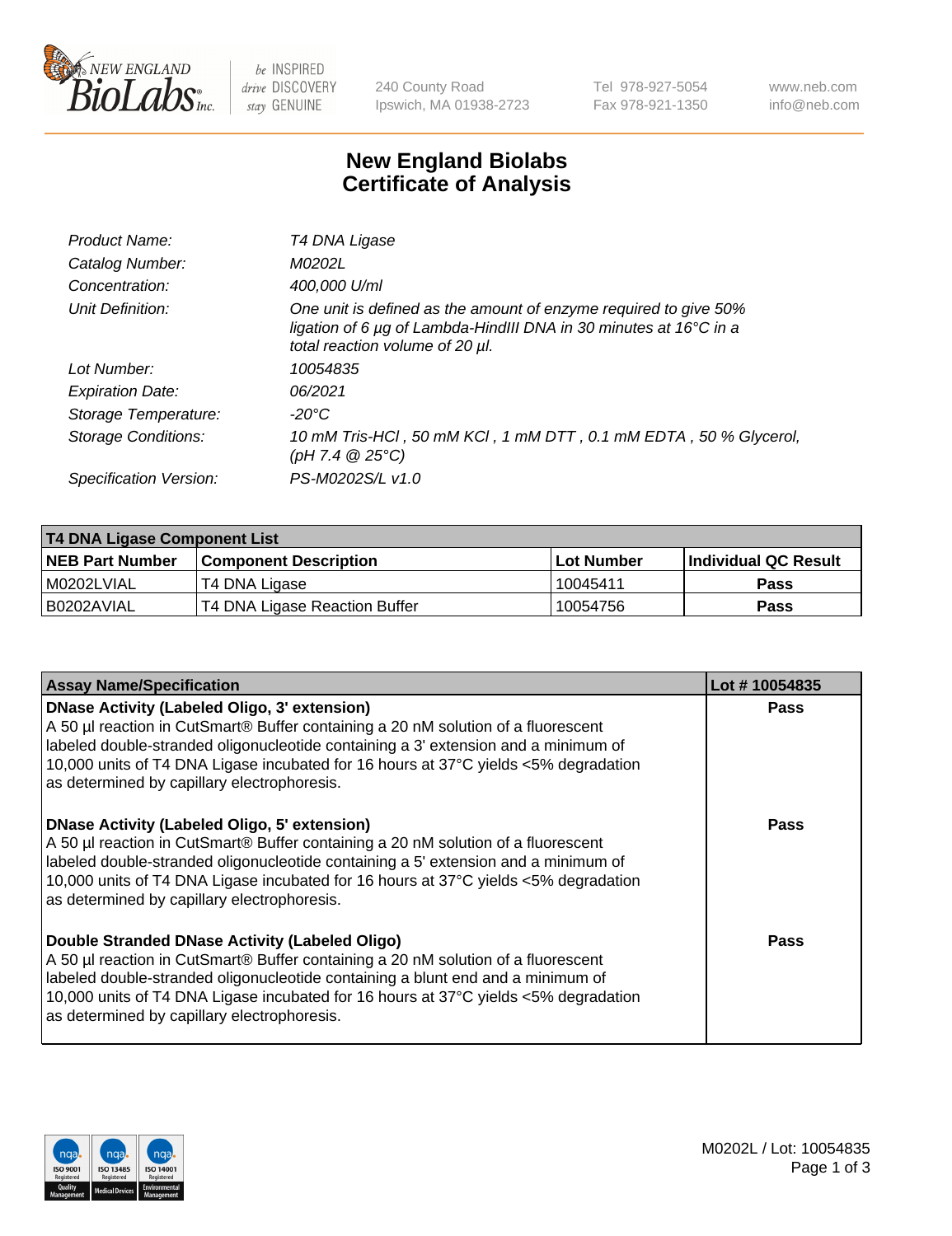New England BioLabs Inc. — be INSPIRED drive DISCOVERY stay GENUINE

240 County Road
Ipswich, MA 01938-2723

Tel 978-927-5054
Fax 978-921-1350

www.neb.com
info@neb.com

# New England Biolabs
# Certificate of Analysis

| | |
|---|---|
| *Product Name:* | *T4 DNA Ligase* |
| *Catalog Number:* | *M0202L* |
| *Concentration:* | *400,000 U/ml* |
| *Unit Definition:* | *One unit is defined as the amount of enzyme required to give 50% ligation of 6 µg of Lambda-HindIII DNA in 30 minutes at 16°C in a total reaction volume of 20 µl.* |
| *Lot Number:* | *10054835* |
| *Expiration Date:* | *06/2021* |
| *Storage Temperature:* | *-20°C* |
| *Storage Conditions:* | *10 mM Tris-HCl , 50 mM KCl , 1 mM DTT , 0.1 mM EDTA , 50 % Glycerol, (pH 7.4 @ 25°C)* |
| *Specification Version:* | *PS-M0202S/L v1.0* |

| **T4 DNA Ligase Component List** | | | |
|---|---|---|---|
| **NEB Part Number** | **Component Description** | **Lot Number** | **Individual QC Result** |
| M0202LVIAL | T4 DNA Ligase | 10045411 | **Pass** |
| B0202AVIAL | T4 DNA Ligase Reaction Buffer | 10054756 | **Pass** |

| **Assay Name/Specification** | **Lot # 10054835** |
|---|---|
| **DNase Activity (Labeled Oligo, 3' extension)**<br>A 50 µl reaction in CutSmart® Buffer containing a 20 nM solution of a fluorescent labeled double-stranded oligonucleotide containing a 3' extension and a minimum of 10,000 units of T4 DNA Ligase incubated for 16 hours at 37°C yields <5% degradation as determined by capillary electrophoresis. | **Pass** |
| **DNase Activity (Labeled Oligo, 5' extension)**<br>A 50 µl reaction in CutSmart® Buffer containing a 20 nM solution of a fluorescent labeled double-stranded oligonucleotide containing a 5' extension and a minimum of 10,000 units of T4 DNA Ligase incubated for 16 hours at 37°C yields <5% degradation as determined by capillary electrophoresis. | **Pass** |
| **Double Stranded DNase Activity (Labeled Oligo)**<br>A 50 µl reaction in CutSmart® Buffer containing a 20 nM solution of a fluorescent labeled double-stranded oligonucleotide containing a blunt end and a minimum of 10,000 units of T4 DNA Ligase incubated for 16 hours at 37°C yields <5% degradation as determined by capillary electrophoresis. | **Pass** |

M0202L / Lot: 10054835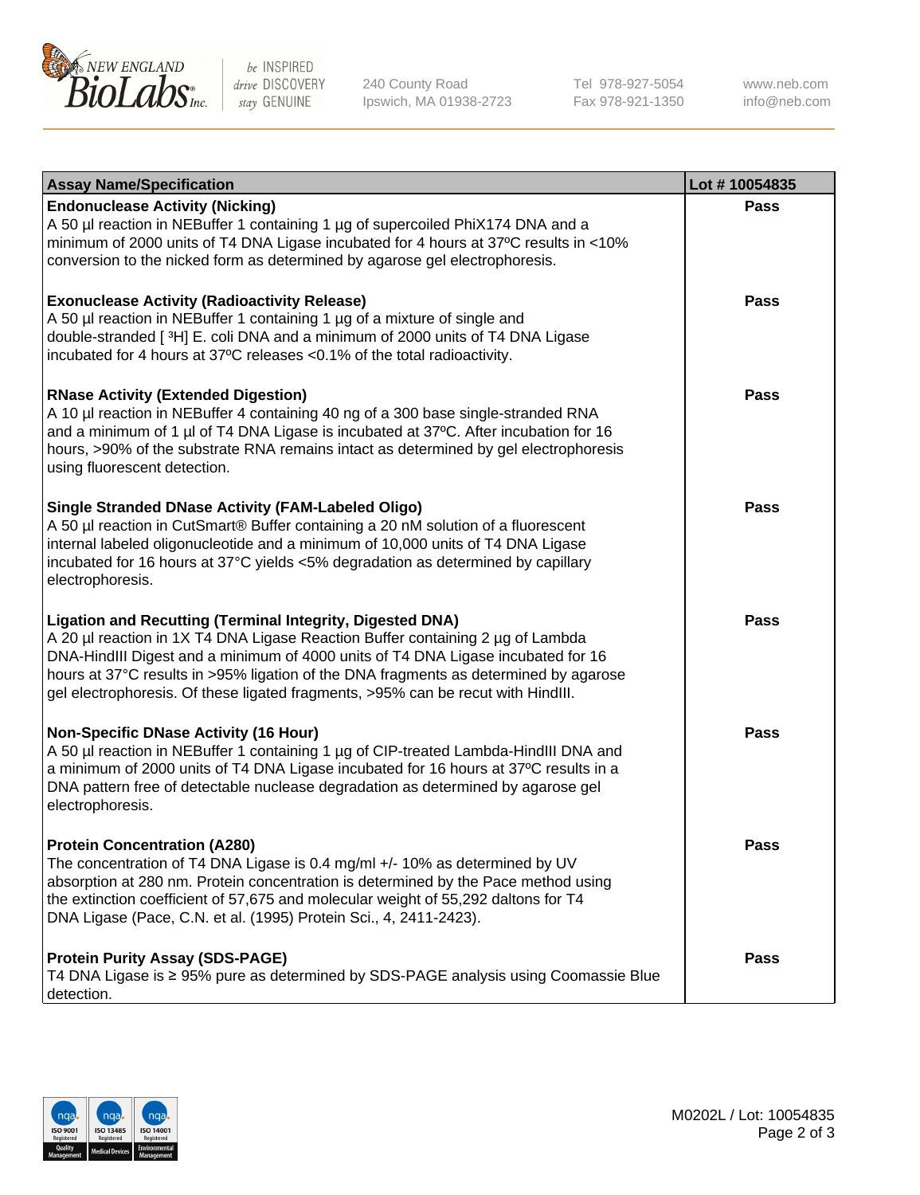| Assay Name/Specification | Lot # 10054835 |
|---|---|
| **Endonuclease Activity (Nicking)**<br>A 50 µl reaction in NEBuffer 1 containing 1 µg of supercoiled PhiX174 DNA and a minimum of 2000 units of T4 DNA Ligase incubated for 4 hours at 37ºC results in <10% conversion to the nicked form as determined by agarose gel electrophoresis. | **Pass** |
| **Exonuclease Activity (Radioactivity Release)**<br>A 50 µl reaction in NEBuffer 1 containing 1 µg of a mixture of single and double-stranded [ $^{3}$H] E. coli DNA and a minimum of 2000 units of T4 DNA Ligase incubated for 4 hours at 37ºC releases <0.1% of the total radioactivity. | **Pass** |
| **RNase Activity (Extended Digestion)**<br>A 10 µl reaction in NEBuffer 4 containing 40 ng of a 300 base single-stranded RNA and a minimum of 1 µl of T4 DNA Ligase is incubated at 37ºC. After incubation for 16 hours, >90% of the substrate RNA remains intact as determined by gel electrophoresis using fluorescent detection. | **Pass** |
| **Single Stranded DNase Activity (FAM-Labeled Oligo)**<br>A 50 µl reaction in CutSmart® Buffer containing a 20 nM solution of a fluorescent internal labeled oligonucleotide and a minimum of 10,000 units of T4 DNA Ligase incubated for 16 hours at 37°C yields <5% degradation as determined by capillary electrophoresis. | **Pass** |
| **Ligation and Recutting (Terminal Integrity, Digested DNA)**<br>A 20 µl reaction in 1X T4 DNA Ligase Reaction Buffer containing 2 µg of Lambda DNA-HindIII Digest and a minimum of 4000 units of T4 DNA Ligase incubated for 16 hours at 37°C results in >95% ligation of the DNA fragments as determined by agarose gel electrophoresis. Of these ligated fragments, >95% can be recut with HindIII. | **Pass** |
| **Non-Specific DNase Activity (16 Hour)**<br>A 50 µl reaction in NEBuffer 1 containing 1 µg of CIP-treated Lambda-HindIII DNA and a minimum of 2000 units of T4 DNA Ligase incubated for 16 hours at 37ºC results in a DNA pattern free of detectable nuclease degradation as determined by agarose gel electrophoresis. | **Pass** |
| **Protein Concentration (A280)**<br>The concentration of T4 DNA Ligase is 0.4 mg/ml +/- 10% as determined by UV absorption at 280 nm. Protein concentration is determined by the Pace method using the extinction coefficient of 57,675 and molecular weight of 55,292 daltons for T4 DNA Ligase (Pace, C.N. et al. (1995) Protein Sci., 4, 2411-2423). | **Pass** |
| **Protein Purity Assay (SDS-PAGE)**<br>T4 DNA Ligase is ≥ 95% pure as determined by SDS-PAGE analysis using Coomassie Blue detection. | **Pass** |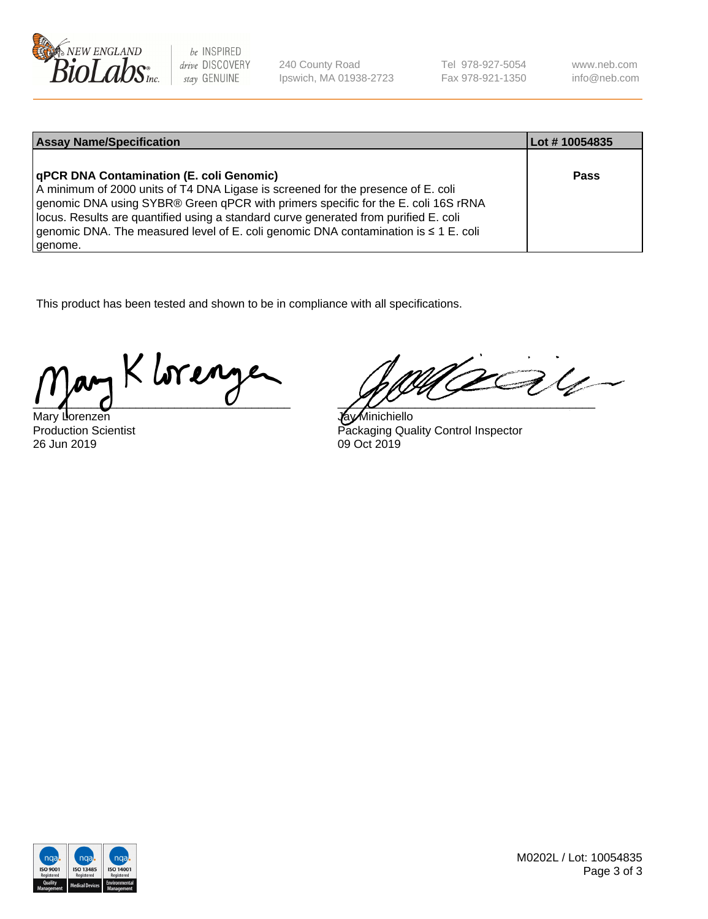New England BioLabs Inc. — be INSPIRED drive DISCOVERY stay GENUINE

240 County Road
Ipswich, MA 01938-2723

Tel 978-927-5054
Fax 978-921-1350

www.neb.com
info@neb.com

| Assay Name/Specification | Lot # 10054835 |
| --- | --- |
| **qPCR DNA Contamination (E. coli Genomic)**<br>A minimum of 2000 units of T4 DNA Ligase is screened for the presence of E. coli genomic DNA using SYBR® Green qPCR with primers specific for the E. coli 16S rRNA locus. Results are quantified using a standard curve generated from purified E. coli genomic DNA. The measured level of E. coli genomic DNA contamination is ≤ 1 E. coli genome. | **Pass** |

This product has been tested and shown to be in compliance with all specifications.

Mary Lorenzen
Production Scientist
26 Jun 2019

Jay Minichiello
Packaging Quality Control Inspector
09 Oct 2019

ISO 9001 Registered Quality Management | ISO 13485 Registered Medical Devices | ISO 14001 Registered Environmental Management

M0202L / Lot: 10054835